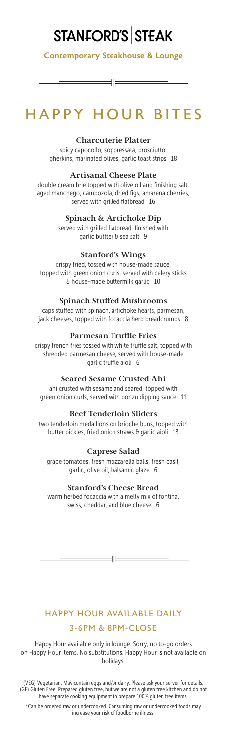# STANFORD'S | STEAK

**Contemporary Steakhouse & Lounge**

## HAPPY HOUR BITES

### Charcuterie Platter

spicy capocollo, soppressata, prosciutto, gherkins, marinated olives, garlic toast strips 18

### Artisanal Cheese Plate

double cream brie topped with olive oil and finishing salt, aged manchego, cambozola, dried figs, amarena cherries, served with grilled flatbread 16

### Spinach & Artichoke Dip

served with grilled flatbread, finished with garlic buttter & sea salt 9

### Stanford's Wings

crispy fried, tossed with house-made sauce, topped with green onion curls, served with celery sticks & house-made buttermilk garlic 10

### Spinach Stuffed Mushrooms

caps stuffed with spinach, artichoke hearts, parmesan, jack cheeses, topped with focaccia herb breadcrumbs 8

### Parmesan Truffle Fries

crispy french fries tossed with white truffle salt, topped with shredded parmesan cheese, served with house-made garlic truffle aioli 6

### Seared Sesame Crusted Ahi

ahi crusted with sesame and seared, topped with green onion curls, served with ponzu dipping sauce 11

### Beef Tenderloin Sliders

two tenderloin medallions on brioche buns, topped with butter pickles, fried onion straws & garlic aioli 13

### Caprese Salad

grape tomatoes, fresh mozzarella balls, fresh basil, garlic, olive oil, balsamic glaze 6

### Stanford's Cheese Bread

warm herbed focaccia with a melty mix of fontina, swiss, cheddar, and blue cheese 6

## HAPPY HOUR AVAILABLE DAILY

## 3-6PM & 8PM-CLOSE

Happy Hour available only in lounge. Sorry, no to-go orders on Happy Hour items. No substitutions. Happy Hour is not available on holidays.

(VEG) Vegetarian. May contain eggs and/or dairy. Please ask your server for details. (GF) Gluten Free. Prepared gluten free, but we are not a gluten free kitchen and do not have separate cooking equipment to prepare 100% gluten free items.

*Can be ordered raw or undercooked. Consuming raw or undercooked foods may increase your risk of foodborne illness.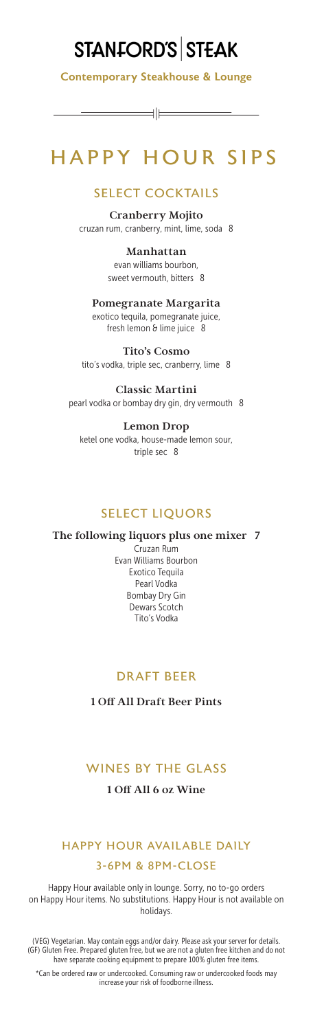# STANFORD'S | STEAK

**Contemporary Steakhouse & Lounge**

# HAPPY HOUR SIPS

## SELECT COCKTAILS

**Cranberry Mojito**
cruzan rum, cranberry, mint, lime, soda 8

**Manhattan**
evan williams bourbon, sweet vermouth, bitters 8

**Pomegranate Margarita**
exotico tequila, pomegranate juice, fresh lemon & lime juice 8

**Tito's Cosmo**
tito's vodka, triple sec, cranberry, lime 8

**Classic Martini**
pearl vodka or bombay dry gin, dry vermouth 8

**Lemon Drop**
ketel one vodka, house-made lemon sour, triple sec 8

## SELECT LIQUORS

**The following liquors plus one mixer 7**

Cruzan Rum
Evan Williams Bourbon
Exotico Tequila
Pearl Vodka
Bombay Dry Gin
Dewars Scotch
Tito's Vodka

## DRAFT BEER

**1 Off All Draft Beer Pints**

## WINES BY THE GLASS

**1 Off All 6 oz Wine**

## HAPPY HOUR AVAILABLE DAILY

## 3-6PM & 8PM-CLOSE

Happy Hour available only in lounge. Sorry, no to-go orders on Happy Hour items. No substitutions. Happy Hour is not available on holidays.

(VEG) Vegetarian. May contain eggs and/or dairy. Please ask your server for details. (GF) Gluten Free. Prepared gluten free, but we are not a gluten free kitchen and do not have separate cooking equipment to prepare 100% gluten free items.

*Can be ordered raw or undercooked. Consuming raw or undercooked foods may increase your risk of foodborne illness.